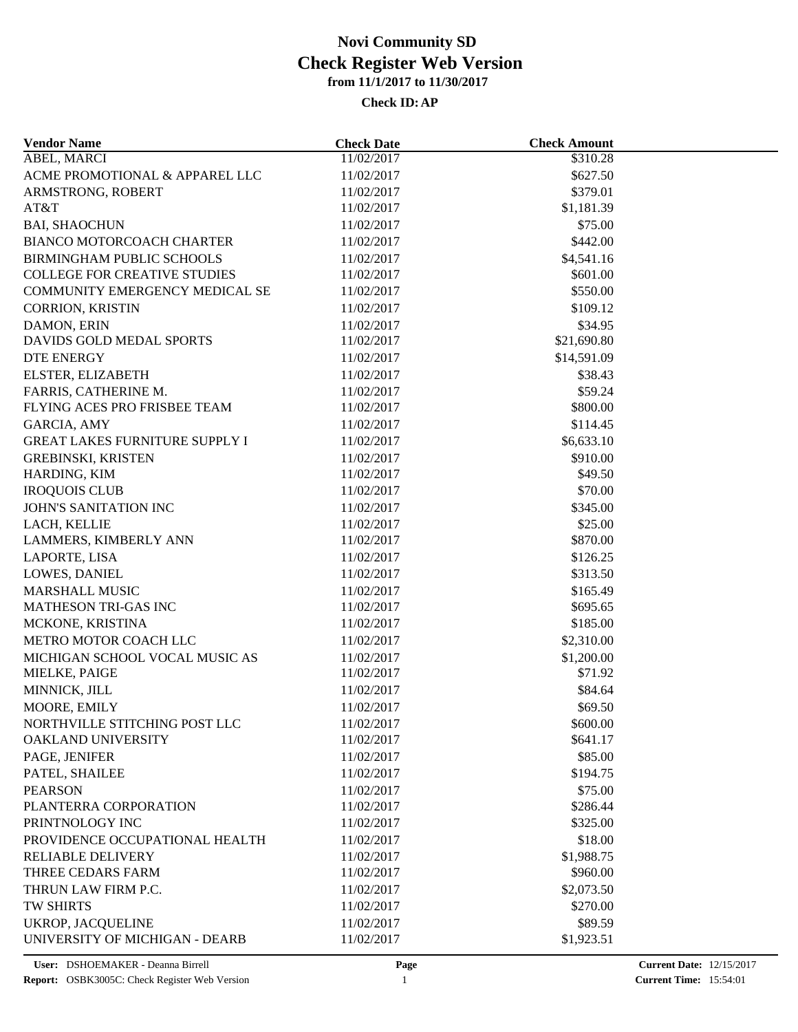# Novi Community SD

## Check Register Web Version

**from 11/1/2017 to 11/30/2017**

**Check ID: AP**

| Vendor Name | Check Date | Check Amount |
|---|---|---|
| ABEL, MARCI | 11/02/2017 | $310.28 |
| ACME PROMOTIONAL & APPAREL LLC | 11/02/2017 | $627.50 |
| ARMSTRONG, ROBERT | 11/02/2017 | $379.01 |
| AT&T | 11/02/2017 | $1,181.39 |
| BAI, SHAOCHUN | 11/02/2017 | $75.00 |
| BIANCO MOTORCOACH CHARTER | 11/02/2017 | $442.00 |
| BIRMINGHAM PUBLIC SCHOOLS | 11/02/2017 | $4,541.16 |
| COLLEGE FOR CREATIVE STUDIES | 11/02/2017 | $601.00 |
| COMMUNITY EMERGENCY MEDICAL SE | 11/02/2017 | $550.00 |
| CORRION, KRISTIN | 11/02/2017 | $109.12 |
| DAMON, ERIN | 11/02/2017 | $34.95 |
| DAVIDS GOLD MEDAL SPORTS | 11/02/2017 | $21,690.80 |
| DTE ENERGY | 11/02/2017 | $14,591.09 |
| ELSTER, ELIZABETH | 11/02/2017 | $38.43 |
| FARRIS, CATHERINE M. | 11/02/2017 | $59.24 |
| FLYING ACES PRO FRISBEE TEAM | 11/02/2017 | $800.00 |
| GARCIA, AMY | 11/02/2017 | $114.45 |
| GREAT LAKES FURNITURE SUPPLY I | 11/02/2017 | $6,633.10 |
| GREBINSKI, KRISTEN | 11/02/2017 | $910.00 |
| HARDING, KIM | 11/02/2017 | $49.50 |
| IROQUOIS CLUB | 11/02/2017 | $70.00 |
| JOHN'S SANITATION INC | 11/02/2017 | $345.00 |
| LACH, KELLIE | 11/02/2017 | $25.00 |
| LAMMERS, KIMBERLY ANN | 11/02/2017 | $870.00 |
| LAPORTE, LISA | 11/02/2017 | $126.25 |
| LOWES, DANIEL | 11/02/2017 | $313.50 |
| MARSHALL MUSIC | 11/02/2017 | $165.49 |
| MATHESON TRI-GAS INC | 11/02/2017 | $695.65 |
| MCKONE, KRISTINA | 11/02/2017 | $185.00 |
| METRO MOTOR COACH LLC | 11/02/2017 | $2,310.00 |
| MICHIGAN SCHOOL VOCAL MUSIC AS | 11/02/2017 | $1,200.00 |
| MIELKE, PAIGE | 11/02/2017 | $71.92 |
| MINNICK, JILL | 11/02/2017 | $84.64 |
| MOORE, EMILY | 11/02/2017 | $69.50 |
| NORTHVILLE STITCHING POST LLC | 11/02/2017 | $600.00 |
| OAKLAND UNIVERSITY | 11/02/2017 | $641.17 |
| PAGE, JENIFER | 11/02/2017 | $85.00 |
| PATEL, SHAILEE | 11/02/2017 | $194.75 |
| PEARSON | 11/02/2017 | $75.00 |
| PLANTERRA CORPORATION | 11/02/2017 | $286.44 |
| PRINTNOLOGY INC | 11/02/2017 | $325.00 |
| PROVIDENCE OCCUPATIONAL HEALTH | 11/02/2017 | $18.00 |
| RELIABLE DELIVERY | 11/02/2017 | $1,988.75 |
| THREE CEDARS FARM | 11/02/2017 | $960.00 |
| THRUN LAW FIRM P.C. | 11/02/2017 | $2,073.50 |
| TW SHIRTS | 11/02/2017 | $270.00 |
| UKROP, JACQUELINE | 11/02/2017 | $89.59 |
| UNIVERSITY OF MICHIGAN - DEARB | 11/02/2017 | $1,923.51 |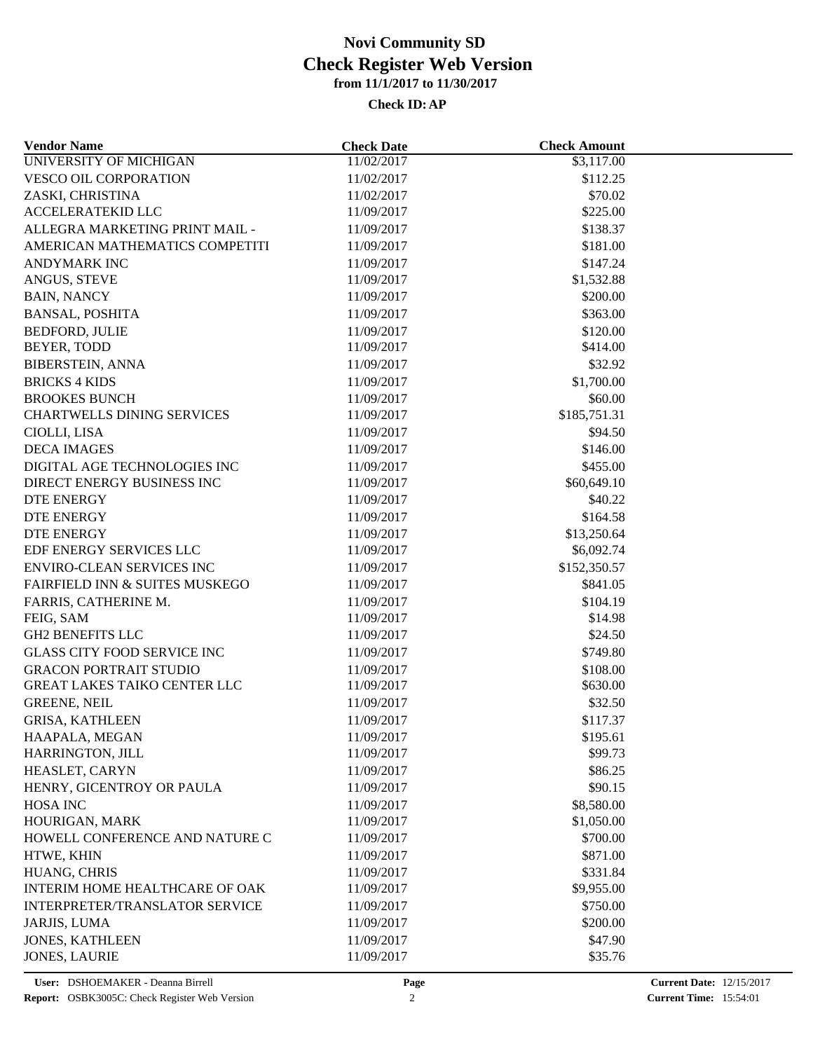# Novi Community SD
## Check Register Web Version
### from 11/1/2017 to 11/30/2017

**Check ID: AP**

| Vendor Name | Check Date | Check Amount |
|---|---|---|
| UNIVERSITY OF MICHIGAN | 11/02/2017 | \$3,117.00 |
| VESCO OIL CORPORATION | 11/02/2017 | \$112.25 |
| ZASKI, CHRISTINA | 11/02/2017 | \$70.02 |
| ACCELERATEKID LLC | 11/09/2017 | \$225.00 |
| ALLEGRA MARKETING PRINT MAIL - | 11/09/2017 | \$138.37 |
| AMERICAN MATHEMATICS COMPETITI | 11/09/2017 | \$181.00 |
| ANDYMARK INC | 11/09/2017 | \$147.24 |
| ANGUS, STEVE | 11/09/2017 | \$1,532.88 |
| BAIN, NANCY | 11/09/2017 | \$200.00 |
| BANSAL, POSHITA | 11/09/2017 | \$363.00 |
| BEDFORD, JULIE | 11/09/2017 | \$120.00 |
| BEYER, TODD | 11/09/2017 | \$414.00 |
| BIBERSTEIN, ANNA | 11/09/2017 | \$32.92 |
| BRICKS 4 KIDS | 11/09/2017 | \$1,700.00 |
| BROOKES BUNCH | 11/09/2017 | \$60.00 |
| CHARTWELLS DINING SERVICES | 11/09/2017 | \$185,751.31 |
| CIOLLI, LISA | 11/09/2017 | \$94.50 |
| DECA IMAGES | 11/09/2017 | \$146.00 |
| DIGITAL AGE TECHNOLOGIES INC | 11/09/2017 | \$455.00 |
| DIRECT ENERGY BUSINESS INC | 11/09/2017 | \$60,649.10 |
| DTE ENERGY | 11/09/2017 | \$40.22 |
| DTE ENERGY | 11/09/2017 | \$164.58 |
| DTE ENERGY | 11/09/2017 | \$13,250.64 |
| EDF ENERGY SERVICES LLC | 11/09/2017 | \$6,092.74 |
| ENVIRO-CLEAN SERVICES INC | 11/09/2017 | \$152,350.57 |
| FAIRFIELD INN & SUITES MUSKEGO | 11/09/2017 | \$841.05 |
| FARRIS, CATHERINE M. | 11/09/2017 | \$104.19 |
| FEIG, SAM | 11/09/2017 | \$14.98 |
| GH2 BENEFITS LLC | 11/09/2017 | \$24.50 |
| GLASS CITY FOOD SERVICE INC | 11/09/2017 | \$749.80 |
| GRACON PORTRAIT STUDIO | 11/09/2017 | \$108.00 |
| GREAT LAKES TAIKO CENTER LLC | 11/09/2017 | \$630.00 |
| GREENE, NEIL | 11/09/2017 | \$32.50 |
| GRISA, KATHLEEN | 11/09/2017 | \$117.37 |
| HAAPALA, MEGAN | 11/09/2017 | \$195.61 |
| HARRINGTON, JILL | 11/09/2017 | \$99.73 |
| HEASLET, CARYN | 11/09/2017 | \$86.25 |
| HENRY, GICENTROY OR PAULA | 11/09/2017 | \$90.15 |
| HOSA INC | 11/09/2017 | \$8,580.00 |
| HOURIGAN, MARK | 11/09/2017 | \$1,050.00 |
| HOWELL CONFERENCE AND NATURE C | 11/09/2017 | \$700.00 |
| HTWE, KHIN | 11/09/2017 | \$871.00 |
| HUANG, CHRIS | 11/09/2017 | \$331.84 |
| INTERIM HOME HEALTHCARE OF OAK | 11/09/2017 | \$9,955.00 |
| INTERPRETER/TRANSLATOR SERVICE | 11/09/2017 | \$750.00 |
| JARJIS, LUMA | 11/09/2017 | \$200.00 |
| JONES, KATHLEEN | 11/09/2017 | \$47.90 |
| JONES, LAURIE | 11/09/2017 | \$35.76 |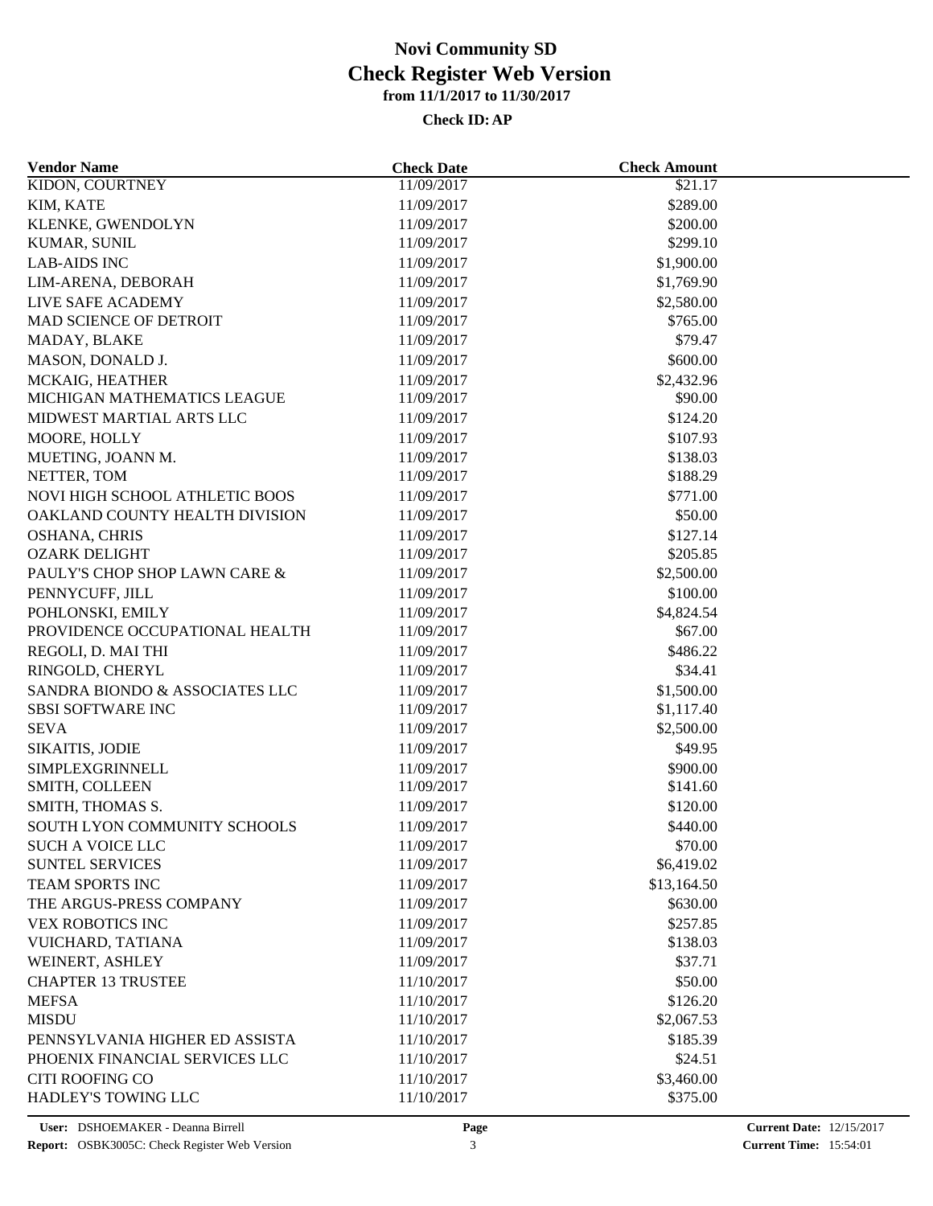# Novi Community SD
## Check Register Web Version
### from 11/1/2017 to 11/30/2017

**Check ID: AP**

| Vendor Name | Check Date | Check Amount |
|---|---|---|
| KIDON, COURTNEY | 11/09/2017 | $21.17 |
| KIM, KATE | 11/09/2017 | $289.00 |
| KLENKE, GWENDOLYN | 11/09/2017 | $200.00 |
| KUMAR, SUNIL | 11/09/2017 | $299.10 |
| LAB-AIDS INC | 11/09/2017 | $1,900.00 |
| LIM-ARENA, DEBORAH | 11/09/2017 | $1,769.90 |
| LIVE SAFE ACADEMY | 11/09/2017 | $2,580.00 |
| MAD SCIENCE OF DETROIT | 11/09/2017 | $765.00 |
| MADAY, BLAKE | 11/09/2017 | $79.47 |
| MASON, DONALD J. | 11/09/2017 | $600.00 |
| MCKAIG, HEATHER | 11/09/2017 | $2,432.96 |
| MICHIGAN MATHEMATICS LEAGUE | 11/09/2017 | $90.00 |
| MIDWEST MARTIAL ARTS LLC | 11/09/2017 | $124.20 |
| MOORE, HOLLY | 11/09/2017 | $107.93 |
| MUETING, JOANN M. | 11/09/2017 | $138.03 |
| NETTER, TOM | 11/09/2017 | $188.29 |
| NOVI HIGH SCHOOL ATHLETIC BOOS | 11/09/2017 | $771.00 |
| OAKLAND COUNTY HEALTH DIVISION | 11/09/2017 | $50.00 |
| OSHANA, CHRIS | 11/09/2017 | $127.14 |
| OZARK DELIGHT | 11/09/2017 | $205.85 |
| PAULY'S CHOP SHOP LAWN CARE & | 11/09/2017 | $2,500.00 |
| PENNYCUFF, JILL | 11/09/2017 | $100.00 |
| POHLONSKI, EMILY | 11/09/2017 | $4,824.54 |
| PROVIDENCE OCCUPATIONAL HEALTH | 11/09/2017 | $67.00 |
| REGOLI, D. MAI THI | 11/09/2017 | $486.22 |
| RINGOLD, CHERYL | 11/09/2017 | $34.41 |
| SANDRA BIONDO & ASSOCIATES LLC | 11/09/2017 | $1,500.00 |
| SBSI SOFTWARE INC | 11/09/2017 | $1,117.40 |
| SEVA | 11/09/2017 | $2,500.00 |
| SIKAITIS, JODIE | 11/09/2017 | $49.95 |
| SIMPLEXGRINNELL | 11/09/2017 | $900.00 |
| SMITH, COLLEEN | 11/09/2017 | $141.60 |
| SMITH, THOMAS S. | 11/09/2017 | $120.00 |
| SOUTH LYON COMMUNITY SCHOOLS | 11/09/2017 | $440.00 |
| SUCH A VOICE LLC | 11/09/2017 | $70.00 |
| SUNTEL SERVICES | 11/09/2017 | $6,419.02 |
| TEAM SPORTS INC | 11/09/2017 | $13,164.50 |
| THE ARGUS-PRESS COMPANY | 11/09/2017 | $630.00 |
| VEX ROBOTICS INC | 11/09/2017 | $257.85 |
| VUICHARD, TATIANA | 11/09/2017 | $138.03 |
| WEINERT, ASHLEY | 11/09/2017 | $37.71 |
| CHAPTER 13 TRUSTEE | 11/10/2017 | $50.00 |
| MEFSA | 11/10/2017 | $126.20 |
| MISDU | 11/10/2017 | $2,067.53 |
| PENNSYLVANIA HIGHER ED ASSISTA | 11/10/2017 | $185.39 |
| PHOENIX FINANCIAL SERVICES LLC | 11/10/2017 | $24.51 |
| CITI ROOFING CO | 11/10/2017 | $3,460.00 |
| HADLEY'S TOWING LLC | 11/10/2017 | $375.00 |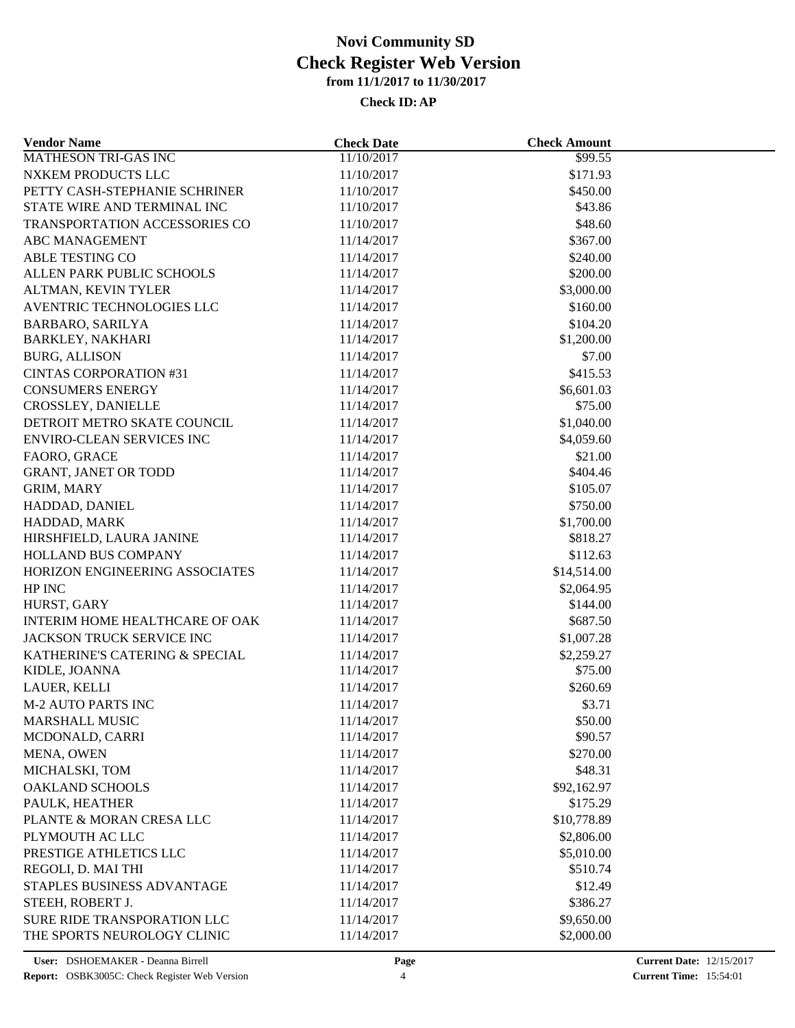# Novi Community SD
# Check Register Web Version
**from 11/1/2017 to 11/30/2017**

**Check ID: AP**

| Vendor Name | Check Date | Check Amount |
|---|---|---|
| MATHESON TRI-GAS INC | 11/10/2017 | $99.55 |
| NXKEM PRODUCTS LLC | 11/10/2017 | $171.93 |
| PETTY CASH-STEPHANIE SCHRINER | 11/10/2017 | $450.00 |
| STATE WIRE AND TERMINAL INC | 11/10/2017 | $43.86 |
| TRANSPORTATION ACCESSORIES CO | 11/10/2017 | $48.60 |
| ABC MANAGEMENT | 11/14/2017 | $367.00 |
| ABLE TESTING CO | 11/14/2017 | $240.00 |
| ALLEN PARK PUBLIC SCHOOLS | 11/14/2017 | $200.00 |
| ALTMAN, KEVIN TYLER | 11/14/2017 | $3,000.00 |
| AVENTRIC TECHNOLOGIES LLC | 11/14/2017 | $160.00 |
| BARBARO, SARILYA | 11/14/2017 | $104.20 |
| BARKLEY, NAKHARI | 11/14/2017 | $1,200.00 |
| BURG, ALLISON | 11/14/2017 | $7.00 |
| CINTAS CORPORATION #31 | 11/14/2017 | $415.53 |
| CONSUMERS ENERGY | 11/14/2017 | $6,601.03 |
| CROSSLEY, DANIELLE | 11/14/2017 | $75.00 |
| DETROIT METRO SKATE COUNCIL | 11/14/2017 | $1,040.00 |
| ENVIRO-CLEAN SERVICES INC | 11/14/2017 | $4,059.60 |
| FAORO, GRACE | 11/14/2017 | $21.00 |
| GRANT, JANET OR TODD | 11/14/2017 | $404.46 |
| GRIM, MARY | 11/14/2017 | $105.07 |
| HADDAD, DANIEL | 11/14/2017 | $750.00 |
| HADDAD, MARK | 11/14/2017 | $1,700.00 |
| HIRSHFIELD, LAURA JANINE | 11/14/2017 | $818.27 |
| HOLLAND BUS COMPANY | 11/14/2017 | $112.63 |
| HORIZON ENGINEERING ASSOCIATES | 11/14/2017 | $14,514.00 |
| HP INC | 11/14/2017 | $2,064.95 |
| HURST, GARY | 11/14/2017 | $144.00 |
| INTERIM HOME HEALTHCARE OF OAK | 11/14/2017 | $687.50 |
| JACKSON TRUCK SERVICE INC | 11/14/2017 | $1,007.28 |
| KATHERINE'S CATERING & SPECIAL | 11/14/2017 | $2,259.27 |
| KIDLE, JOANNA | 11/14/2017 | $75.00 |
| LAUER, KELLI | 11/14/2017 | $260.69 |
| M-2 AUTO PARTS INC | 11/14/2017 | $3.71 |
| MARSHALL MUSIC | 11/14/2017 | $50.00 |
| MCDONALD, CARRI | 11/14/2017 | $90.57 |
| MENA, OWEN | 11/14/2017 | $270.00 |
| MICHALSKI, TOM | 11/14/2017 | $48.31 |
| OAKLAND SCHOOLS | 11/14/2017 | $92,162.97 |
| PAULK, HEATHER | 11/14/2017 | $175.29 |
| PLANTE & MORAN CRESA LLC | 11/14/2017 | $10,778.89 |
| PLYMOUTH AC LLC | 11/14/2017 | $2,806.00 |
| PRESTIGE ATHLETICS LLC | 11/14/2017 | $5,010.00 |
| REGOLI, D. MAI THI | 11/14/2017 | $510.74 |
| STAPLES BUSINESS ADVANTAGE | 11/14/2017 | $12.49 |
| STEEH, ROBERT J. | 11/14/2017 | $386.27 |
| SURE RIDE TRANSPORATION LLC | 11/14/2017 | $9,650.00 |
| THE SPORTS NEUROLOGY CLINIC | 11/14/2017 | $2,000.00 |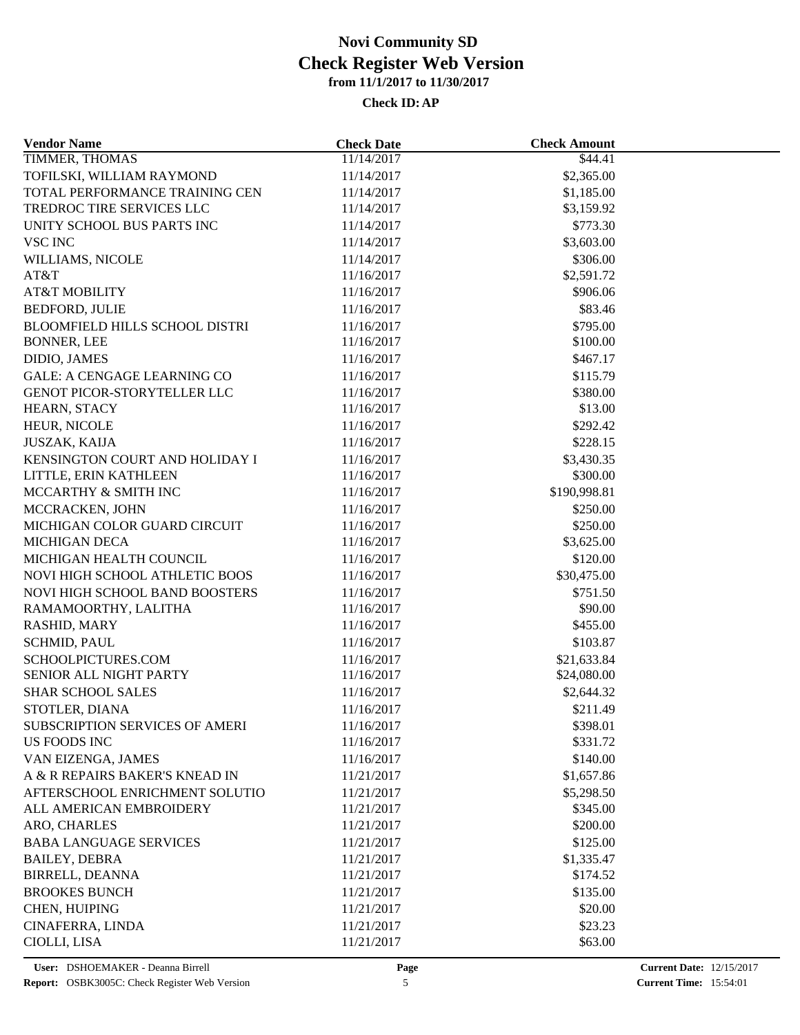# Novi Community SD
## Check Register Web Version
### from 11/1/2017 to 11/30/2017

**Check ID: AP**

| Vendor Name | Check Date | Check Amount |
|---|---|---|
| TIMMER, THOMAS | 11/14/2017 | $44.41 |
| TOFILSKI, WILLIAM RAYMOND | 11/14/2017 | $2,365.00 |
| TOTAL PERFORMANCE TRAINING CEN | 11/14/2017 | $1,185.00 |
| TREDROC TIRE SERVICES LLC | 11/14/2017 | $3,159.92 |
| UNITY SCHOOL BUS PARTS INC | 11/14/2017 | $773.30 |
| VSC INC | 11/14/2017 | $3,603.00 |
| WILLIAMS, NICOLE | 11/14/2017 | $306.00 |
| AT&T | 11/16/2017 | $2,591.72 |
| AT&T MOBILITY | 11/16/2017 | $906.06 |
| BEDFORD, JULIE | 11/16/2017 | $83.46 |
| BLOOMFIELD HILLS SCHOOL DISTRI | 11/16/2017 | $795.00 |
| BONNER, LEE | 11/16/2017 | $100.00 |
| DIDIO, JAMES | 11/16/2017 | $467.17 |
| GALE: A CENGAGE LEARNING CO | 11/16/2017 | $115.79 |
| GENOT PICOR-STORYTELLER LLC | 11/16/2017 | $380.00 |
| HEARN, STACY | 11/16/2017 | $13.00 |
| HEUR, NICOLE | 11/16/2017 | $292.42 |
| JUSZAK, KAIJA | 11/16/2017 | $228.15 |
| KENSINGTON COURT AND HOLIDAY I | 11/16/2017 | $3,430.35 |
| LITTLE, ERIN KATHLEEN | 11/16/2017 | $300.00 |
| MCCARTHY & SMITH INC | 11/16/2017 | $190,998.81 |
| MCCRACKEN, JOHN | 11/16/2017 | $250.00 |
| MICHIGAN COLOR GUARD CIRCUIT | 11/16/2017 | $250.00 |
| MICHIGAN DECA | 11/16/2017 | $3,625.00 |
| MICHIGAN HEALTH COUNCIL | 11/16/2017 | $120.00 |
| NOVI HIGH SCHOOL ATHLETIC BOOS | 11/16/2017 | $30,475.00 |
| NOVI HIGH SCHOOL BAND BOOSTERS | 11/16/2017 | $751.50 |
| RAMAMOORTHY, LALITHA | 11/16/2017 | $90.00 |
| RASHID, MARY | 11/16/2017 | $455.00 |
| SCHMID, PAUL | 11/16/2017 | $103.87 |
| SCHOOLPICTURES.COM | 11/16/2017 | $21,633.84 |
| SENIOR ALL NIGHT PARTY | 11/16/2017 | $24,080.00 |
| SHAR SCHOOL SALES | 11/16/2017 | $2,644.32 |
| STOTLER, DIANA | 11/16/2017 | $211.49 |
| SUBSCRIPTION SERVICES OF AMERI | 11/16/2017 | $398.01 |
| US FOODS INC | 11/16/2017 | $331.72 |
| VAN EIZENGA, JAMES | 11/16/2017 | $140.00 |
| A & R REPAIRS BAKER'S KNEAD IN | 11/21/2017 | $1,657.86 |
| AFTERSCHOOL ENRICHMENT SOLUTIO | 11/21/2017 | $5,298.50 |
| ALL AMERICAN EMBROIDERY | 11/21/2017 | $345.00 |
| ARO, CHARLES | 11/21/2017 | $200.00 |
| BABA LANGUAGE SERVICES | 11/21/2017 | $125.00 |
| BAILEY, DEBRA | 11/21/2017 | $1,335.47 |
| BIRRELL, DEANNA | 11/21/2017 | $174.52 |
| BROOKES BUNCH | 11/21/2017 | $135.00 |
| CHEN, HUIPING | 11/21/2017 | $20.00 |
| CINAFERRA, LINDA | 11/21/2017 | $23.23 |
| CIOLLI, LISA | 11/21/2017 | $63.00 |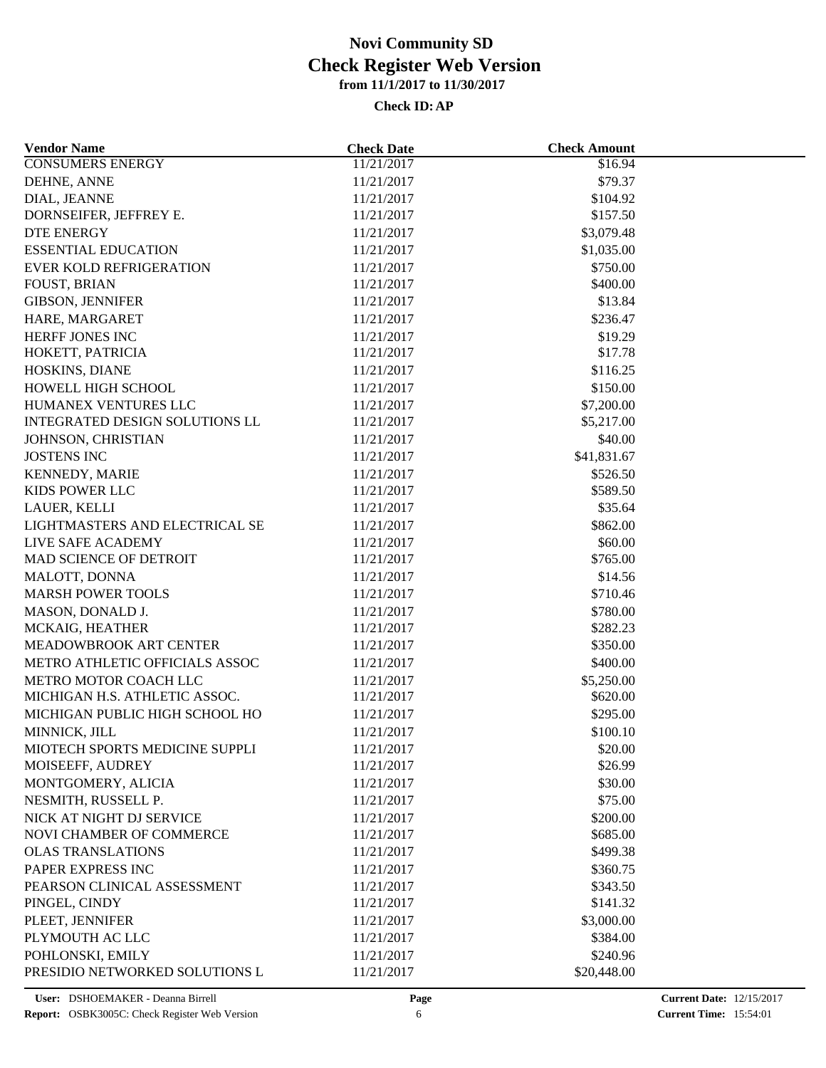# Novi Community SD

## Check Register Web Version

### from 11/1/2017 to 11/30/2017

**Check ID: AP**

| Vendor Name | Check Date | Check Amount |
|---|---|---|
| CONSUMERS ENERGY | 11/21/2017 | \$16.94 |
| DEHNE, ANNE | 11/21/2017 | \$79.37 |
| DIAL, JEANNE | 11/21/2017 | \$104.92 |
| DORNSEIFER, JEFFREY E. | 11/21/2017 | \$157.50 |
| DTE ENERGY | 11/21/2017 | \$3,079.48 |
| ESSENTIAL EDUCATION | 11/21/2017 | \$1,035.00 |
| EVER KOLD REFRIGERATION | 11/21/2017 | \$750.00 |
| FOUST, BRIAN | 11/21/2017 | \$400.00 |
| GIBSON, JENNIFER | 11/21/2017 | \$13.84 |
| HARE, MARGARET | 11/21/2017 | \$236.47 |
| HERFF JONES INC | 11/21/2017 | \$19.29 |
| HOKETT, PATRICIA | 11/21/2017 | \$17.78 |
| HOSKINS, DIANE | 11/21/2017 | \$116.25 |
| HOWELL HIGH SCHOOL | 11/21/2017 | \$150.00 |
| HUMANEX VENTURES LLC | 11/21/2017 | \$7,200.00 |
| INTEGRATED DESIGN SOLUTIONS LL | 11/21/2017 | \$5,217.00 |
| JOHNSON, CHRISTIAN | 11/21/2017 | \$40.00 |
| JOSTENS INC | 11/21/2017 | \$41,831.67 |
| KENNEDY, MARIE | 11/21/2017 | \$526.50 |
| KIDS POWER LLC | 11/21/2017 | \$589.50 |
| LAUER, KELLI | 11/21/2017 | \$35.64 |
| LIGHTMASTERS AND ELECTRICAL SE | 11/21/2017 | \$862.00 |
| LIVE SAFE ACADEMY | 11/21/2017 | \$60.00 |
| MAD SCIENCE OF DETROIT | 11/21/2017 | \$765.00 |
| MALOTT, DONNA | 11/21/2017 | \$14.56 |
| MARSH POWER TOOLS | 11/21/2017 | \$710.46 |
| MASON, DONALD J. | 11/21/2017 | \$780.00 |
| MCKAIG, HEATHER | 11/21/2017 | \$282.23 |
| MEADOWBROOK ART CENTER | 11/21/2017 | \$350.00 |
| METRO ATHLETIC OFFICIALS ASSOC | 11/21/2017 | \$400.00 |
| METRO MOTOR COACH LLC | 11/21/2017 | \$5,250.00 |
| MICHIGAN H.S. ATHLETIC ASSOC. | 11/21/2017 | \$620.00 |
| MICHIGAN PUBLIC HIGH SCHOOL HO | 11/21/2017 | \$295.00 |
| MINNICK, JILL | 11/21/2017 | \$100.10 |
| MIOTECH SPORTS MEDICINE SUPPLI | 11/21/2017 | \$20.00 |
| MOISEEFF, AUDREY | 11/21/2017 | \$26.99 |
| MONTGOMERY, ALICIA | 11/21/2017 | \$30.00 |
| NESMITH, RUSSELL P. | 11/21/2017 | \$75.00 |
| NICK AT NIGHT DJ SERVICE | 11/21/2017 | \$200.00 |
| NOVI CHAMBER OF COMMERCE | 11/21/2017 | \$685.00 |
| OLAS TRANSLATIONS | 11/21/2017 | \$499.38 |
| PAPER EXPRESS INC | 11/21/2017 | \$360.75 |
| PEARSON CLINICAL ASSESSMENT | 11/21/2017 | \$343.50 |
| PINGEL, CINDY | 11/21/2017 | \$141.32 |
| PLEET, JENNIFER | 11/21/2017 | \$3,000.00 |
| PLYMOUTH AC LLC | 11/21/2017 | \$384.00 |
| POHLONSKI, EMILY | 11/21/2017 | \$240.96 |
| PRESIDIO NETWORKED SOLUTIONS L | 11/21/2017 | \$20,448.00 |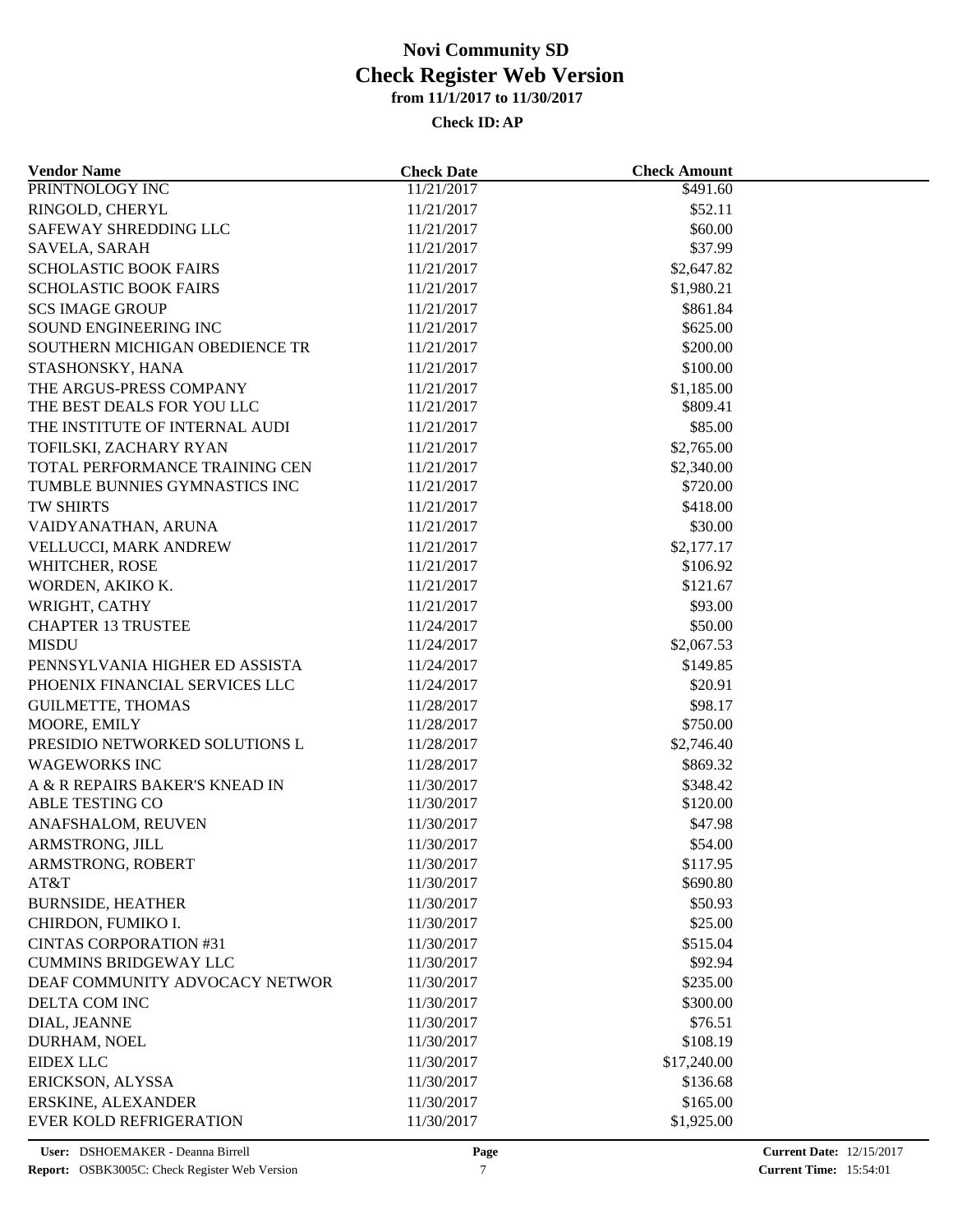# Novi Community SD
## Check Register Web Version
### from 11/1/2017 to 11/30/2017
**Check ID: AP**

| Vendor Name | Check Date | Check Amount |
|---|---|---|
| PRINTNOLOGY INC | 11/21/2017 | $491.60 |
| RINGOLD, CHERYL | 11/21/2017 | $52.11 |
| SAFEWAY SHREDDING LLC | 11/21/2017 | $60.00 |
| SAVELA, SARAH | 11/21/2017 | $37.99 |
| SCHOLASTIC BOOK FAIRS | 11/21/2017 | $2,647.82 |
| SCHOLASTIC BOOK FAIRS | 11/21/2017 | $1,980.21 |
| SCS IMAGE GROUP | 11/21/2017 | $861.84 |
| SOUND ENGINEERING INC | 11/21/2017 | $625.00 |
| SOUTHERN MICHIGAN OBEDIENCE TR | 11/21/2017 | $200.00 |
| STASHONSKY, HANA | 11/21/2017 | $100.00 |
| THE ARGUS-PRESS COMPANY | 11/21/2017 | $1,185.00 |
| THE BEST DEALS FOR YOU LLC | 11/21/2017 | $809.41 |
| THE INSTITUTE OF INTERNAL AUDI | 11/21/2017 | $85.00 |
| TOFILSKI, ZACHARY RYAN | 11/21/2017 | $2,765.00 |
| TOTAL PERFORMANCE TRAINING CEN | 11/21/2017 | $2,340.00 |
| TUMBLE BUNNIES GYMNASTICS INC | 11/21/2017 | $720.00 |
| TW SHIRTS | 11/21/2017 | $418.00 |
| VAIDYANATHAN, ARUNA | 11/21/2017 | $30.00 |
| VELLUCCI, MARK ANDREW | 11/21/2017 | $2,177.17 |
| WHITCHER, ROSE | 11/21/2017 | $106.92 |
| WORDEN, AKIKO K. | 11/21/2017 | $121.67 |
| WRIGHT, CATHY | 11/21/2017 | $93.00 |
| CHAPTER 13 TRUSTEE | 11/24/2017 | $50.00 |
| MISDU | 11/24/2017 | $2,067.53 |
| PENNSYLVANIA HIGHER ED ASSISTA | 11/24/2017 | $149.85 |
| PHOENIX FINANCIAL SERVICES LLC | 11/24/2017 | $20.91 |
| GUILMETTE, THOMAS | 11/28/2017 | $98.17 |
| MOORE, EMILY | 11/28/2017 | $750.00 |
| PRESIDIO NETWORKED SOLUTIONS L | 11/28/2017 | $2,746.40 |
| WAGEWORKS INC | 11/28/2017 | $869.32 |
| A & R REPAIRS BAKER'S KNEAD IN | 11/30/2017 | $348.42 |
| ABLE TESTING CO | 11/30/2017 | $120.00 |
| ANAFSHALOM, REUVEN | 11/30/2017 | $47.98 |
| ARMSTRONG, JILL | 11/30/2017 | $54.00 |
| ARMSTRONG, ROBERT | 11/30/2017 | $117.95 |
| AT&T | 11/30/2017 | $690.80 |
| BURNSIDE, HEATHER | 11/30/2017 | $50.93 |
| CHIRDON, FUMIKO I. | 11/30/2017 | $25.00 |
| CINTAS CORPORATION #31 | 11/30/2017 | $515.04 |
| CUMMINS BRIDGEWAY LLC | 11/30/2017 | $92.94 |
| DEAF COMMUNITY ADVOCACY NETWOR | 11/30/2017 | $235.00 |
| DELTA COM INC | 11/30/2017 | $300.00 |
| DIAL, JEANNE | 11/30/2017 | $76.51 |
| DURHAM, NOEL | 11/30/2017 | $108.19 |
| EIDEX LLC | 11/30/2017 | $17,240.00 |
| ERICKSON, ALYSSA | 11/30/2017 | $136.68 |
| ERSKINE, ALEXANDER | 11/30/2017 | $165.00 |
| EVER KOLD REFRIGERATION | 11/30/2017 | $1,925.00 |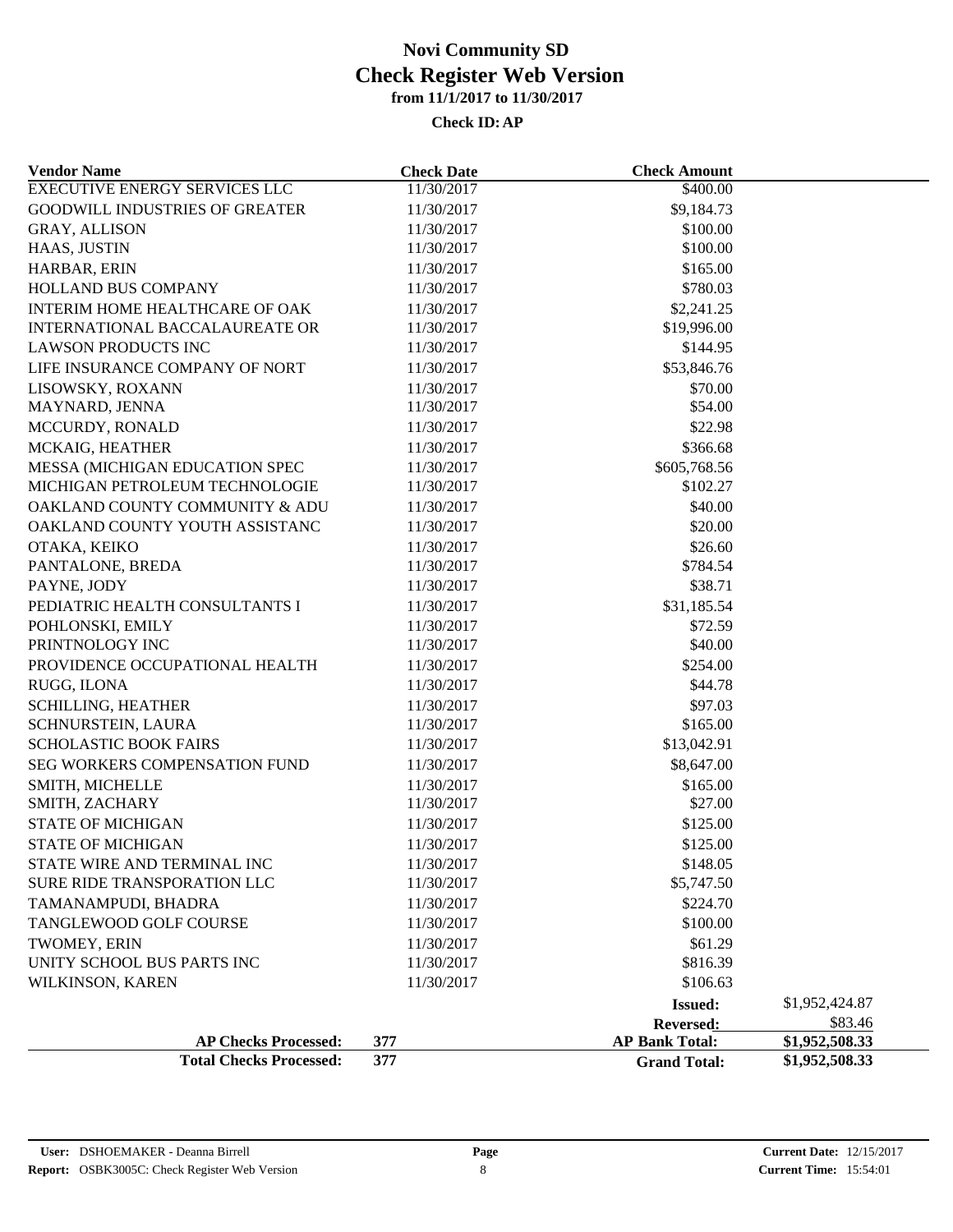# Novi Community SD

## Check Register Web Version

### from 11/1/2017 to 11/30/2017

**Check ID: AP**

| Vendor Name | Check Date | Check Amount | |
|---|---|---|---|
| EXECUTIVE ENERGY SERVICES LLC | 11/30/2017 | $400.00 | |
| GOODWILL INDUSTRIES OF GREATER | 11/30/2017 | $9,184.73 | |
| GRAY, ALLISON | 11/30/2017 | $100.00 | |
| HAAS, JUSTIN | 11/30/2017 | $100.00 | |
| HARBAR, ERIN | 11/30/2017 | $165.00 | |
| HOLLAND BUS COMPANY | 11/30/2017 | $780.03 | |
| INTERIM HOME HEALTHCARE OF OAK | 11/30/2017 | $2,241.25 | |
| INTERNATIONAL BACCALAUREATE OR | 11/30/2017 | $19,996.00 | |
| LAWSON PRODUCTS INC | 11/30/2017 | $144.95 | |
| LIFE INSURANCE COMPANY OF NORT | 11/30/2017 | $53,846.76 | |
| LISOWSKY, ROXANN | 11/30/2017 | $70.00 | |
| MAYNARD, JENNA | 11/30/2017 | $54.00 | |
| MCCURDY, RONALD | 11/30/2017 | $22.98 | |
| MCKAIG, HEATHER | 11/30/2017 | $366.68 | |
| MESSA (MICHIGAN EDUCATION SPEC | 11/30/2017 | $605,768.56 | |
| MICHIGAN PETROLEUM TECHNOLOGIE | 11/30/2017 | $102.27 | |
| OAKLAND COUNTY COMMUNITY & ADU | 11/30/2017 | $40.00 | |
| OAKLAND COUNTY YOUTH ASSISTANC | 11/30/2017 | $20.00 | |
| OTAKA, KEIKO | 11/30/2017 | $26.60 | |
| PANTALONE, BREDA | 11/30/2017 | $784.54 | |
| PAYNE, JODY | 11/30/2017 | $38.71 | |
| PEDIATRIC HEALTH CONSULTANTS I | 11/30/2017 | $31,185.54 | |
| POHLONSKI, EMILY | 11/30/2017 | $72.59 | |
| PRINTNOLOGY INC | 11/30/2017 | $40.00 | |
| PROVIDENCE OCCUPATIONAL HEALTH | 11/30/2017 | $254.00 | |
| RUGG, ILONA | 11/30/2017 | $44.78 | |
| SCHILLING, HEATHER | 11/30/2017 | $97.03 | |
| SCHNURSTEIN, LAURA | 11/30/2017 | $165.00 | |
| SCHOLASTIC BOOK FAIRS | 11/30/2017 | $13,042.91 | |
| SEG WORKERS COMPENSATION FUND | 11/30/2017 | $8,647.00 | |
| SMITH, MICHELLE | 11/30/2017 | $165.00 | |
| SMITH, ZACHARY | 11/30/2017 | $27.00 | |
| STATE OF MICHIGAN | 11/30/2017 | $125.00 | |
| STATE OF MICHIGAN | 11/30/2017 | $125.00 | |
| STATE WIRE AND TERMINAL INC | 11/30/2017 | $148.05 | |
| SURE RIDE TRANSPORATION LLC | 11/30/2017 | $5,747.50 | |
| TAMANAMPUDI, BHADRA | 11/30/2017 | $224.70 | |
| TANGLEWOOD GOLF COURSE | 11/30/2017 | $100.00 | |
| TWOMEY, ERIN | 11/30/2017 | $61.29 | |
| UNITY SCHOOL BUS PARTS INC | 11/30/2017 | $816.39 | |
| WILKINSON, KAREN | 11/30/2017 | $106.63 | |
| | | **Issued:** | $1,952,424.87 |
| | | **Reversed:** | $83.46 |
| **AP Checks Processed:** | **377** | **AP Bank Total:** | **$1,952,508.33** |
| **Total Checks Processed:** | **377** | **Grand Total:** | **$1,952,508.33** |

**User:** DSHOEMAKER - Deanna Birrell
**Report:** OSBK3005C: Check Register Web Version
**Current Date:** 12/15/2017
**Current Time:** 15:54:01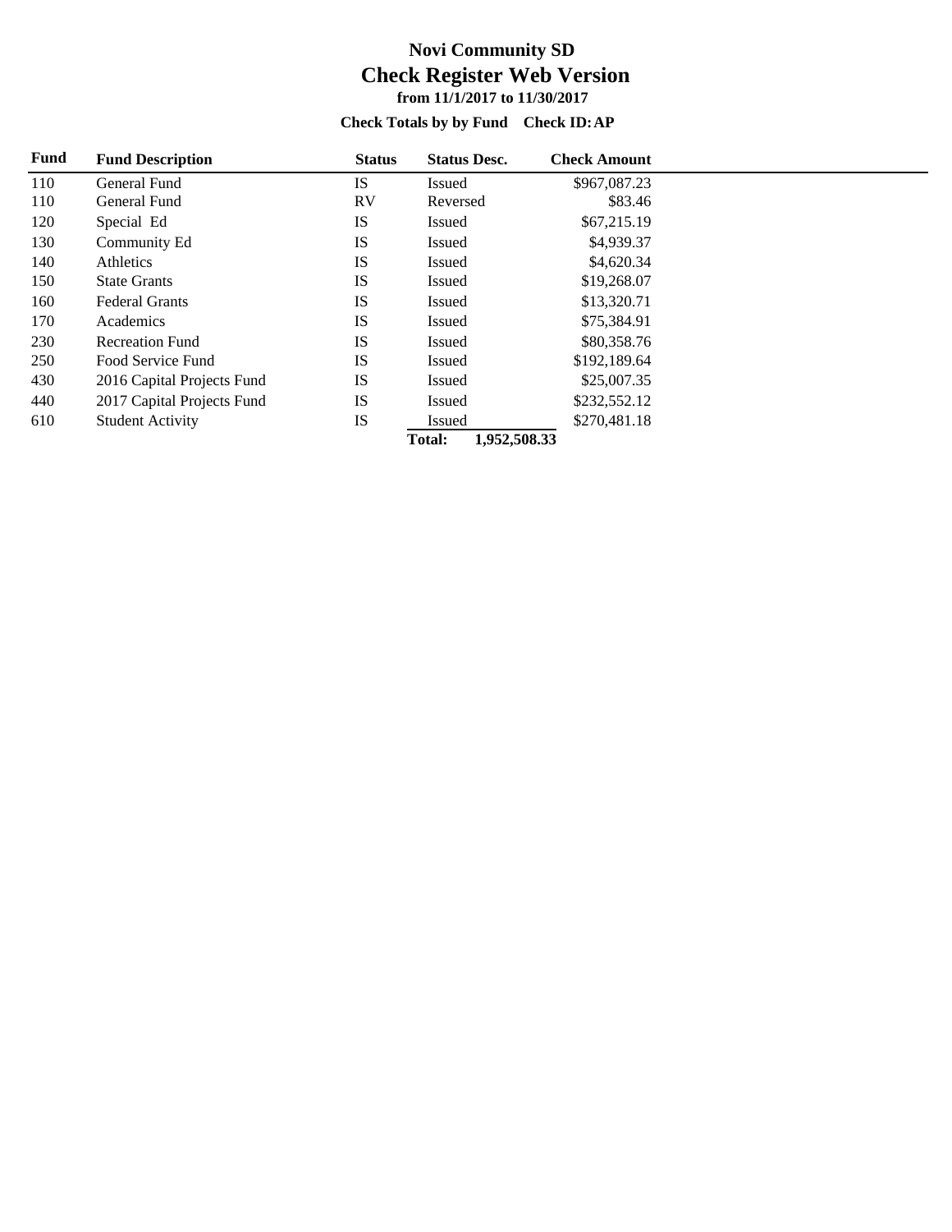# Novi Community SD

## Check Register Web Version

### from 11/1/2017 to 11/30/2017

**Check Totals by by Fund Check ID: AP**

| Fund | Fund Description | Status | Status Desc. | Check Amount |
|---|---|---|---|---|
| 110 | General Fund | IS | Issued | $967,087.23 |
| 110 | General Fund | RV | Reversed | $83.46 |
| 120 | Special Ed | IS | Issued | $67,215.19 |
| 130 | Community Ed | IS | Issued | $4,939.37 |
| 140 | Athletics | IS | Issued | $4,620.34 |
| 150 | State Grants | IS | Issued | $19,268.07 |
| 160 | Federal Grants | IS | Issued | $13,320.71 |
| 170 | Academics | IS | Issued | $75,384.91 |
| 230 | Recreation Fund | IS | Issued | $80,358.76 |
| 250 | Food Service Fund | IS | Issued | $192,189.64 |
| 430 | 2016 Capital Projects Fund | IS | Issued | $25,007.35 |
| 440 | 2017 Capital Projects Fund | IS | Issued | $232,552.12 |
| 610 | Student Activity | IS | Issued | $270,481.18 |
| | | | **Total: 1,952,508.33** | |